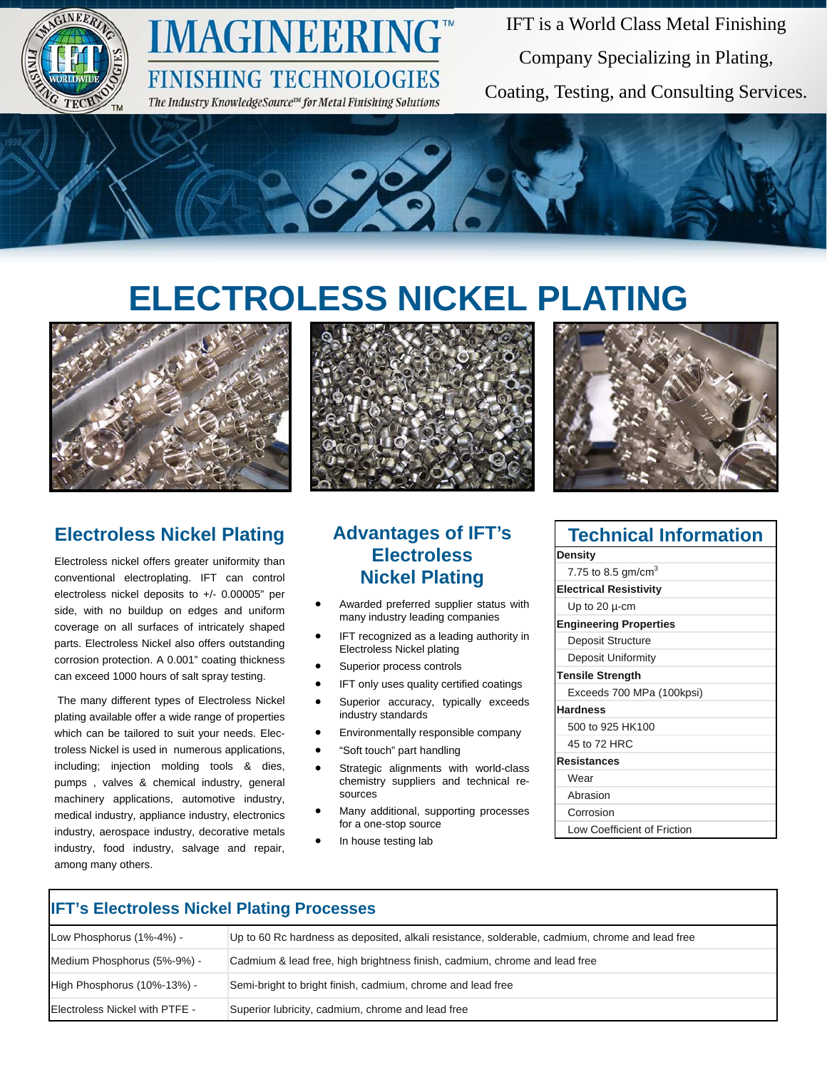# IMAGINEERING™

## FINISHING TECHNOLOGIES

*The Industry KnowledgeSource℠ for Metal Finishing Solutions*

IFT is a World Class Metal Finishing Company Specializing in Plating, Coating, Testing, and Consulting Services.

# ELECTROLESS NICKEL PLATING

## Electroless Nickel Plating

Electroless nickel offers greater uniformity than conventional electroplating. IFT can control electroless nickel deposits to +/- 0.00005" per side, with no buildup on edges and uniform coverage on all surfaces of intricately shaped parts. Electroless Nickel also offers outstanding corrosion protection. A 0.001" coating thickness can exceed 1000 hours of salt spray testing.

The many different types of Electroless Nickel plating available offer a wide range of properties which can be tailored to suit your needs. Electroless Nickel is used in numerous applications, including; injection molding tools & dies, pumps , valves & chemical industry, general machinery applications, automotive industry, medical industry, appliance industry, electronics industry, aerospace industry, decorative metals industry, food industry, salvage and repair, among many others.

## Advantages of IFT's Electroless Nickel Plating

- Awarded preferred supplier status with many industry leading companies
- IFT recognized as a leading authority in Electroless Nickel plating
- Superior process controls
- IFT only uses quality certified coatings
- Superior accuracy, typically exceeds industry standards
- Environmentally responsible company
- "Soft touch" part handling
- Strategic alignments with world-class chemistry suppliers and technical resources
- Many additional, supporting processes for a one-stop source
- In house testing lab

## Technical Information

| Technical Information |
|---|
| **Density** |
| 7.75 to 8.5 gm/cm$^3$ |
| **Electrical Resistivity** |
| Up to 20 μ-cm |
| **Engineering Properties** |
| Deposit Structure |
| Deposit Uniformity |
| **Tensile Strength** |
| Exceeds 700 MPa (100kpsi) |
| **Hardness** |
| 500 to 925 HK100 |
| 45 to 72 HRC |
| **Resistances** |
| Wear |
| Abrasion |
| Corrosion |
| Low Coefficient of Friction |

## IFT's Electroless Nickel Plating Processes

| Process | Description |
|---|---|
| Low Phosphorus (1%-4%) - | Up to 60 Rc hardness as deposited, alkali resistance, solderable, cadmium, chrome and lead free |
| Medium Phosphorus (5%-9%) - | Cadmium & lead free, high brightness finish, cadmium, chrome and lead free |
| High Phosphorus (10%-13%) - | Semi-bright to bright finish, cadmium, chrome and lead free |
| Electroless Nickel with PTFE - | Superior lubricity, cadmium, chrome and lead free |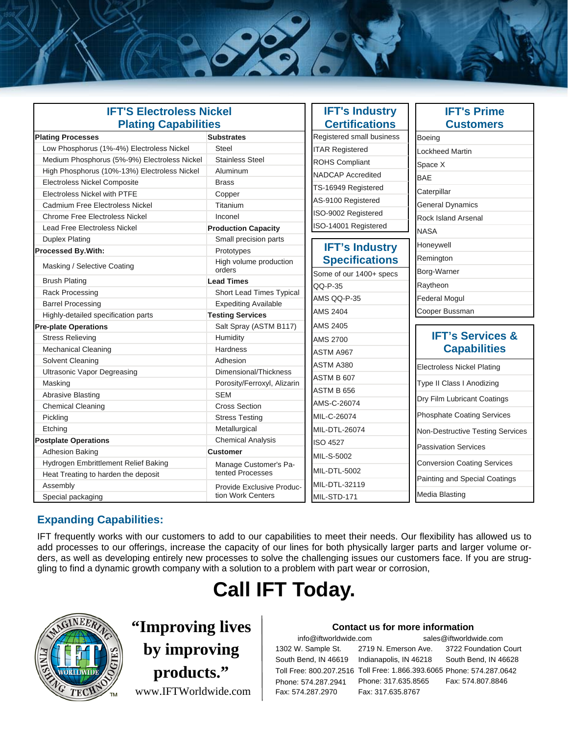## IFT'S Electroless Nickel Plating Capabilities

| Plating Processes | Substrates |
|---|---|
| Low Phosphorus (1%-4%) Electroless Nickel | Steel |
| Medium Phosphorus (5%-9%) Electroless Nickel | Stainless Steel |
| High Phosphorus (10%-13%) Electroless Nickel | Aluminum |
| Electroless Nickel Composite | Brass |
| Electroless Nickel with PTFE | Copper |
| Cadmium Free Electroless Nickel | Titanium |
| Chrome Free Electroless Nickel | Inconel |
| Lead Free Electroless Nickel | **Production Capacity** |
| Duplex Plating | Small precision parts |
| **Processed By.With:** | Prototypes |
| Masking / Selective Coating | High volume production orders |
| Brush Plating | **Lead Times** |
| Rack Processing | Short Lead Times Typical |
| Barrel Processing | Expediting Available |
| Highly-detailed specification parts | **Testing Services** |
| **Pre-plate Operations** | Salt Spray (ASTM B117) |
| Stress Relieving | Humidity |
| Mechanical Cleaning | Hardness |
| Solvent Cleaning | Adhesion |
| Ultrasonic Vapor Degreasing | Dimensional/Thickness |
| Masking | Porosity/Ferroxyl, Alizarin |
| Abrasive Blasting | SEM |
| Chemical Cleaning | Cross Section |
| Pickling | Stress Testing |
| Etching | Metallurgical |
| **Postplate Operations** | Chemical Analysis |
| Adhesion Baking | **Customer** |
| Hydrogen Embrittlement Relief Baking | Manage Customer's Patented Processes |
| Heat Treating to harden the deposit | |
| Assembly | Provide Exclusive Production Work Centers |
| Special packaging | |

## IFT's Industry Certifications

- Registered small business
- ITAR Registered
- ROHS Compliant
- NADCAP Accredited
- TS-16949 Registered
- AS-9100 Registered
- ISO-9002 Registered
- ISO-14001 Registered

## IFT's Industry Specifications

Some of our 1400+ specs

- QQ-P-35
- AMS QQ-P-35
- AMS 2404
- AMS 2405
- AMS 2700
- ASTM A967
- ASTM A380
- ASTM B 607
- ASTM B 656
- AMS-C-26074
- MIL-C-26074
- MIL-DTL-26074
- ISO 4527
- MIL-S-5002
- MIL-DTL-5002
- MIL-DTL-32119
- MIL-STD-171

## IFT's Prime Customers

- Boeing
- Lockheed Martin
- Space X
- BAE
- Caterpillar
- General Dynamics
- Rock Island Arsenal
- NASA
- Honeywell
- Remington
- Borg-Warner
- Raytheon
- Federal Mogul
- Cooper Bussman

## IFT's Services & Capabilities

- Electroless Nickel Plating
- Type II Class I Anodizing
- Dry Film Lubricant Coatings
- Phosphate Coating Services
- Non-Destructive Testing Services
- Passivation Services
- Conversion Coating Services
- Painting and Special Coatings
- Media Blasting

## Expanding Capabilities:

IFT frequently works with our customers to add to our capabilities to meet their needs. Our flexibility has allowed us to add processes to our offerings, increase the capacity of our lines for both physically larger parts and larger volume orders, as well as developing entirely new processes to solve the challenging issues our customers face. If you are struggling to find a dynamic growth company with a solution to a problem with part wear or corrosion,

# Call IFT Today.

IMAGINEERING FINISHING TECHNOLOGIES IFT WORLDWIDE ™

**"Improving lives by improving products."**

www.IFTWorldwide.com

### Contact us for more information

info@iftworldwide.com sales@iftworldwide.com

| | | |
|---|---|---|
| 1302 W. Sample St. | 2719 N. Emerson Ave. | 3722 Foundation Court |
| South Bend, IN 46619 | Indianapolis, IN 46218 | South Bend, IN 46628 |
| Toll Free: 800.207.2516 | Toll Free: 1.866.393.6065 | Phone: 574.287.0642 |
| Phone: 574.287.2941 | Phone: 317.635.8565 | Fax: 574.807.8846 |
| Fax: 574.287.2970 | Fax: 317.635.8767 | |